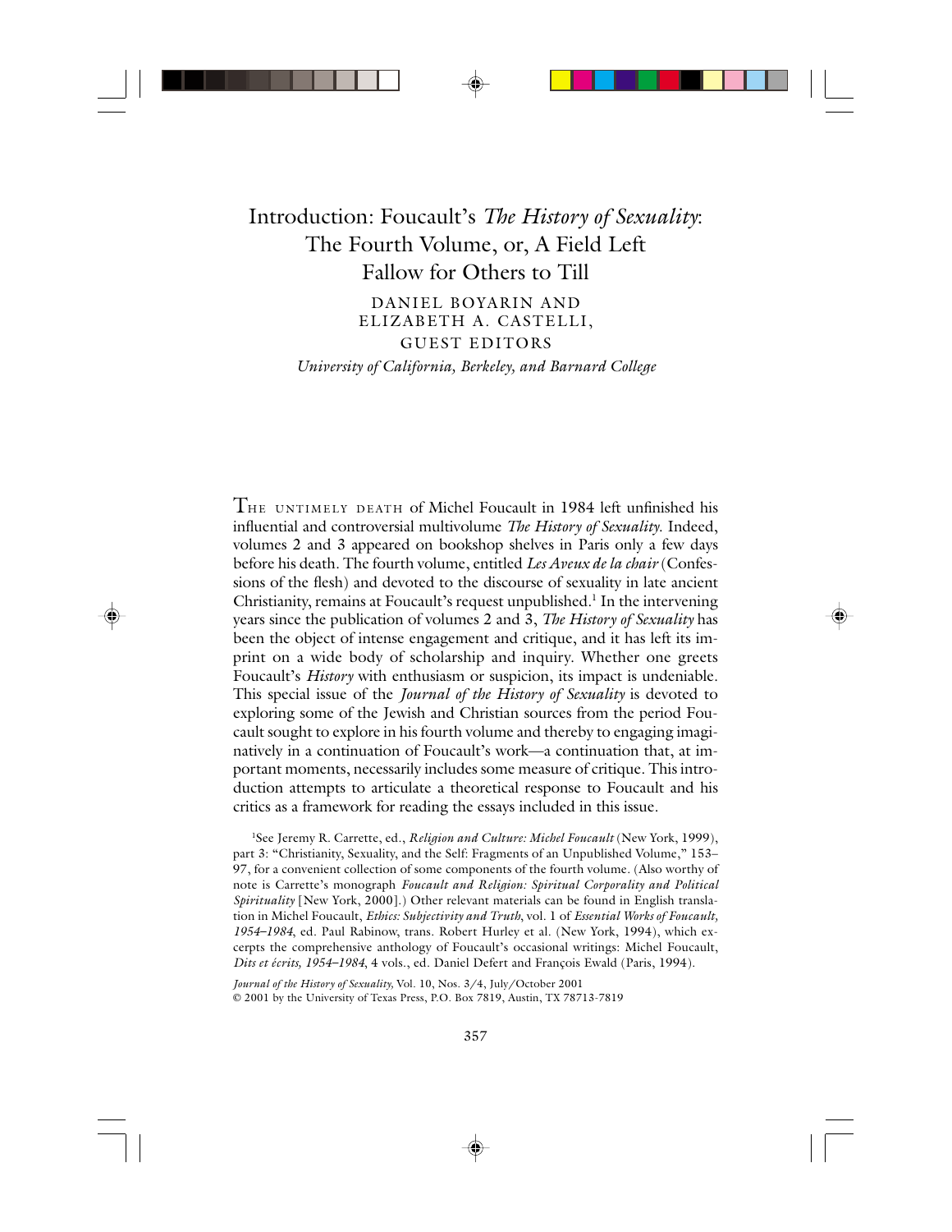# Introduction: Foucault's *The History of Sexuality*: The Fourth Volume, or, A Field Left Fallow for Others to Till

DANIEL BOYARIN AND ELIZABETH A. CASTELLI, GUEST EDITORS

*University of California, Berkeley, and Barnard College*

THE UNTIMELY DEATH of Michel Foucault in 1984 left unfinished his influential and controversial multivolume *The History of Sexuality.* Indeed, volumes 2 and 3 appeared on bookshop shelves in Paris only a few days before his death. The fourth volume, entitled *Les Aveux de la chair* (Confessions of the flesh) and devoted to the discourse of sexuality in late ancient Christianity, remains at Foucault's request unpublished.[1] In the intervening years since the publication of volumes 2 and 3, *The History of Sexuality* has been the object of intense engagement and critique, and it has left its imprint on a wide body of scholarship and inquiry. Whether one greets Foucault's *History* with enthusiasm or suspicion, its impact is undeniable. This special issue of the *Journal of the History of Sexuality* is devoted to exploring some of the Jewish and Christian sources from the period Foucault sought to explore in his fourth volume and thereby to engaging imaginatively in a continuation of Foucault's work—a continuation that, at important moments, necessarily includes some measure of critique. This introduction attempts to articulate a theoretical response to Foucault and his critics as a framework for reading the essays included in this issue.

[1]See Jeremy R. Carrette, ed., *Religion and Culture: Michel Foucault* (New York, 1999), part 3: "Christianity, Sexuality, and the Self: Fragments of an Unpublished Volume," 153–97, for a convenient collection of some components of the fourth volume. (Also worthy of note is Carrette's monograph *Foucault and Religion: Spiritual Corporality and Political Spirituality* [New York, 2000].) Other relevant materials can be found in English translation in Michel Foucault, *Ethics: Subjectivity and Truth*, vol. 1 of *Essential Works of Foucault, 1954–1984*, ed. Paul Rabinow, trans. Robert Hurley et al. (New York, 1994), which excerpts the comprehensive anthology of Foucault's occasional writings: Michel Foucault, *Dits et écrits, 1954–1984*, 4 vols., ed. Daniel Defert and François Ewald (Paris, 1994).

*Journal of the History of Sexuality,* Vol. 10, Nos. 3/4, July/October 2001
© 2001 by the University of Texas Press, P.O. Box 7819, Austin, TX 78713-7819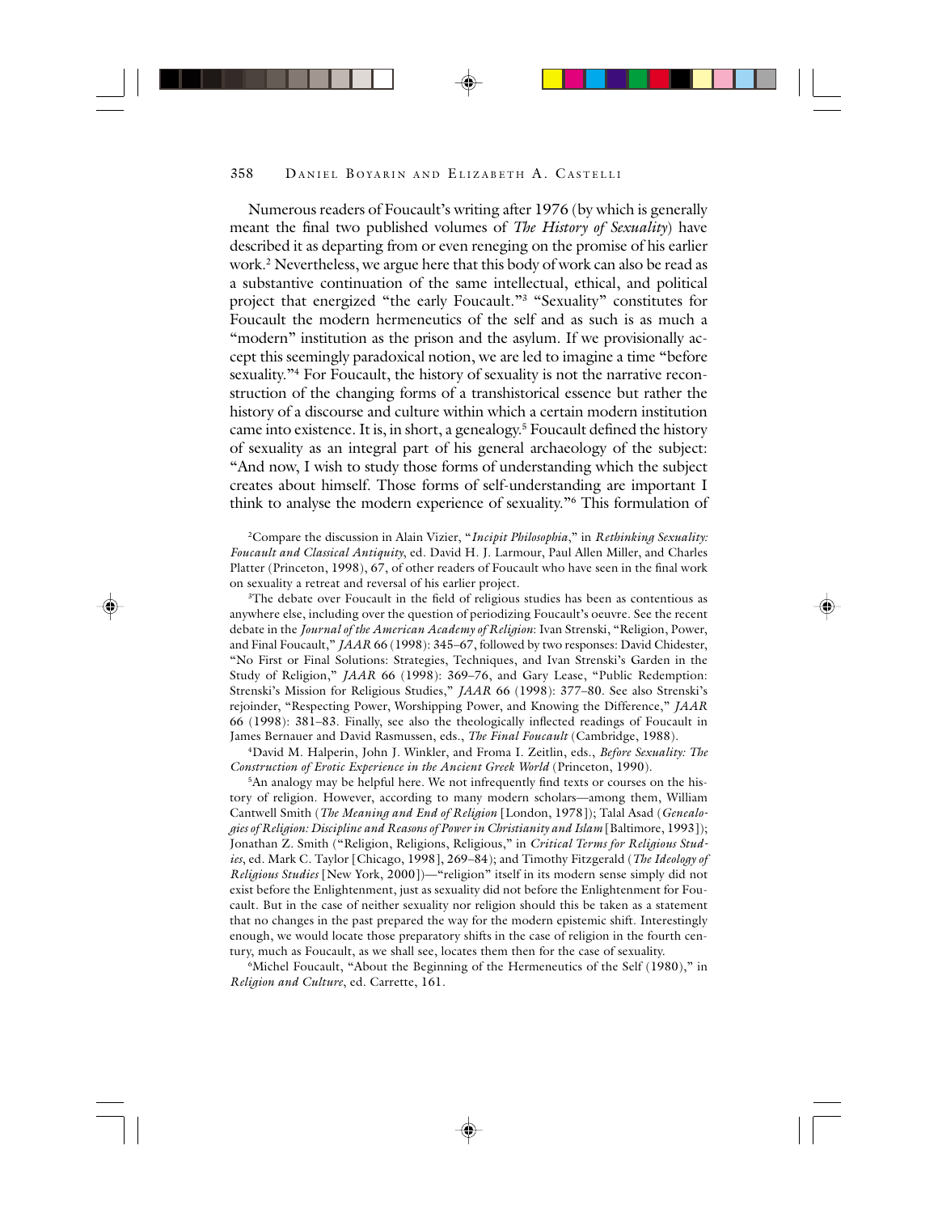Numerous readers of Foucault's writing after 1976 (by which is generally meant the final two published volumes of *The History of Sexuality*) have described it as departing from or even reneging on the promise of his earlier work.[2] Nevertheless, we argue here that this body of work can also be read as a substantive continuation of the same intellectual, ethical, and political project that energized "the early Foucault."[3] "Sexuality" constitutes for Foucault the modern hermeneutics of the self and as such is as much a "modern" institution as the prison and the asylum. If we provisionally accept this seemingly paradoxical notion, we are led to imagine a time "before sexuality."[4] For Foucault, the history of sexuality is not the narrative reconstruction of the changing forms of a transhistorical essence but rather the history of a discourse and culture within which a certain modern institution came into existence. It is, in short, a genealogy.[5] Foucault defined the history of sexuality as an integral part of his general archaeology of the subject: "And now, I wish to study those forms of understanding which the subject creates about himself. Those forms of self-understanding are important I think to analyse the modern experience of sexuality."[6] This formulation of

[2]Compare the discussion in Alain Vizier, "*Incipit Philosophia*," in *Rethinking Sexuality: Foucault and Classical Antiquity*, ed. David H. J. Larmour, Paul Allen Miller, and Charles Platter (Princeton, 1998), 67, of other readers of Foucault who have seen in the final work on sexuality a retreat and reversal of his earlier project.

[3]The debate over Foucault in the field of religious studies has been as contentious as anywhere else, including over the question of periodizing Foucault's oeuvre. See the recent debate in the *Journal of the American Academy of Religion*: Ivan Strenski, "Religion, Power, and Final Foucault," *JAAR* 66 (1998): 345–67, followed by two responses: David Chidester, "No First or Final Solutions: Strategies, Techniques, and Ivan Strenski's Garden in the Study of Religion," *JAAR* 66 (1998): 369–76, and Gary Lease, "Public Redemption: Strenski's Mission for Religious Studies," *JAAR* 66 (1998): 377–80. See also Strenski's rejoinder, "Respecting Power, Worshipping Power, and Knowing the Difference," *JAAR* 66 (1998): 381–83. Finally, see also the theologically inflected readings of Foucault in James Bernauer and David Rasmussen, eds., *The Final Foucault* (Cambridge, 1988).

[4]David M. Halperin, John J. Winkler, and Froma I. Zeitlin, eds., *Before Sexuality: The Construction of Erotic Experience in the Ancient Greek World* (Princeton, 1990).

[5]An analogy may be helpful here. We not infrequently find texts or courses on the history of religion. However, according to many modern scholars—among them, William Cantwell Smith (*The Meaning and End of Religion* [London, 1978]); Talal Asad (*Genealogies of Religion: Discipline and Reasons of Power in Christianity and Islam* [Baltimore, 1993]); Jonathan Z. Smith ("Religion, Religions, Religious," in *Critical Terms for Religious Studies*, ed. Mark C. Taylor [Chicago, 1998], 269–84); and Timothy Fitzgerald (*The Ideology of Religious Studies* [New York, 2000])—"religion" itself in its modern sense simply did not exist before the Enlightenment, just as sexuality did not before the Enlightenment for Foucault. But in the case of neither sexuality nor religion should this be taken as a statement that no changes in the past prepared the way for the modern epistemic shift. Interestingly enough, we would locate those preparatory shifts in the case of religion in the fourth century, much as Foucault, as we shall see, locates them then for the case of sexuality.

[6]Michel Foucault, "About the Beginning of the Hermeneutics of the Self (1980)," in *Religion and Culture*, ed. Carrette, 161.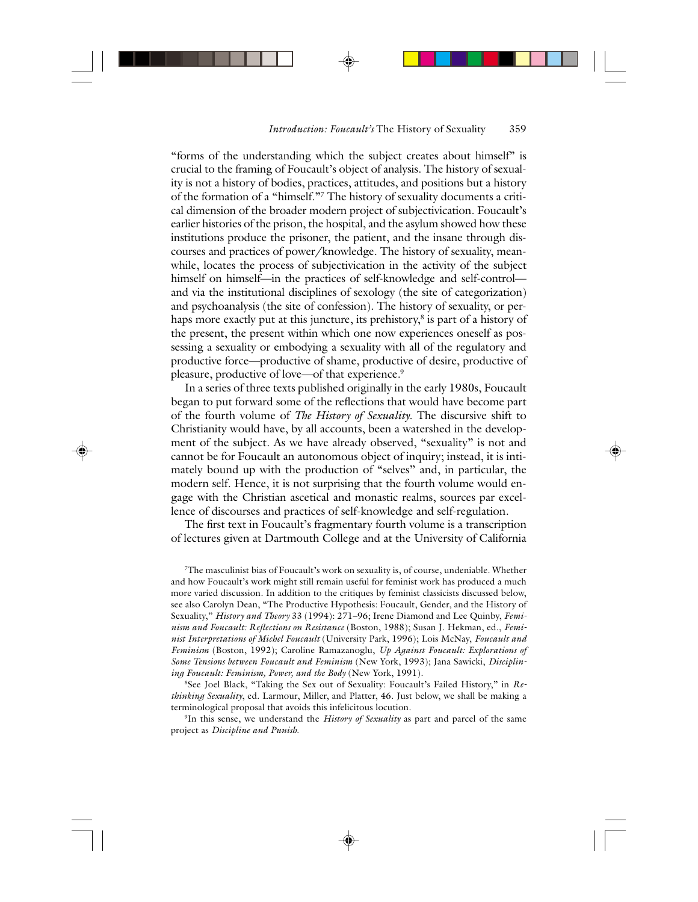"forms of the understanding which the subject creates about himself" is crucial to the framing of Foucault's object of analysis. The history of sexuality is not a history of bodies, practices, attitudes, and positions but a history of the formation of a "himself."[7] The history of sexuality documents a critical dimension of the broader modern project of subjectivication. Foucault's earlier histories of the prison, the hospital, and the asylum showed how these institutions produce the prisoner, the patient, and the insane through discourses and practices of power/knowledge. The history of sexuality, meanwhile, locates the process of subjectivication in the activity of the subject himself on himself—in the practices of self-knowledge and self-control—and via the institutional disciplines of sexology (the site of categorization) and psychoanalysis (the site of confession). The history of sexuality, or perhaps more exactly put at this juncture, its prehistory,[8] is part of a history of the present, the present within which one now experiences oneself as possessing a sexuality or embodying a sexuality with all of the regulatory and productive force—productive of shame, productive of desire, productive of pleasure, productive of love—of that experience.[9]

In a series of three texts published originally in the early 1980s, Foucault began to put forward some of the reflections that would have become part of the fourth volume of *The History of Sexuality.* The discursive shift to Christianity would have, by all accounts, been a watershed in the development of the subject. As we have already observed, "sexuality" is not and cannot be for Foucault an autonomous object of inquiry; instead, it is intimately bound up with the production of "selves" and, in particular, the modern self. Hence, it is not surprising that the fourth volume would engage with the Christian ascetical and monastic realms, sources par excellence of discourses and practices of self-knowledge and self-regulation.

The first text in Foucault's fragmentary fourth volume is a transcription of lectures given at Dartmouth College and at the University of California

[7] The masculinist bias of Foucault's work on sexuality is, of course, undeniable. Whether and how Foucault's work might still remain useful for feminist work has produced a much more varied discussion. In addition to the critiques by feminist classicists discussed below, see also Carolyn Dean, "The Productive Hypothesis: Foucault, Gender, and the History of Sexuality," *History and Theory* 33 (1994): 271–96; Irene Diamond and Lee Quinby, *Feminism and Foucault: Reflections on Resistance* (Boston, 1988); Susan J. Hekman, ed., *Feminist Interpretations of Michel Foucault* (University Park, 1996); Lois McNay, *Foucault and Feminism* (Boston, 1992); Caroline Ramazanoglu, *Up Against Foucault: Explorations of Some Tensions between Foucault and Feminism* (New York, 1993); Jana Sawicki, *Disciplining Foucault: Feminism, Power, and the Body* (New York, 1991).

[8] See Joel Black, "Taking the Sex out of Sexuality: Foucault's Failed History," in *Rethinking Sexuality*, ed. Larmour, Miller, and Platter, 46. Just below, we shall be making a terminological proposal that avoids this infelicitous locution.

[9] In this sense, we understand the *History of Sexuality* as part and parcel of the same project as *Discipline and Punish.*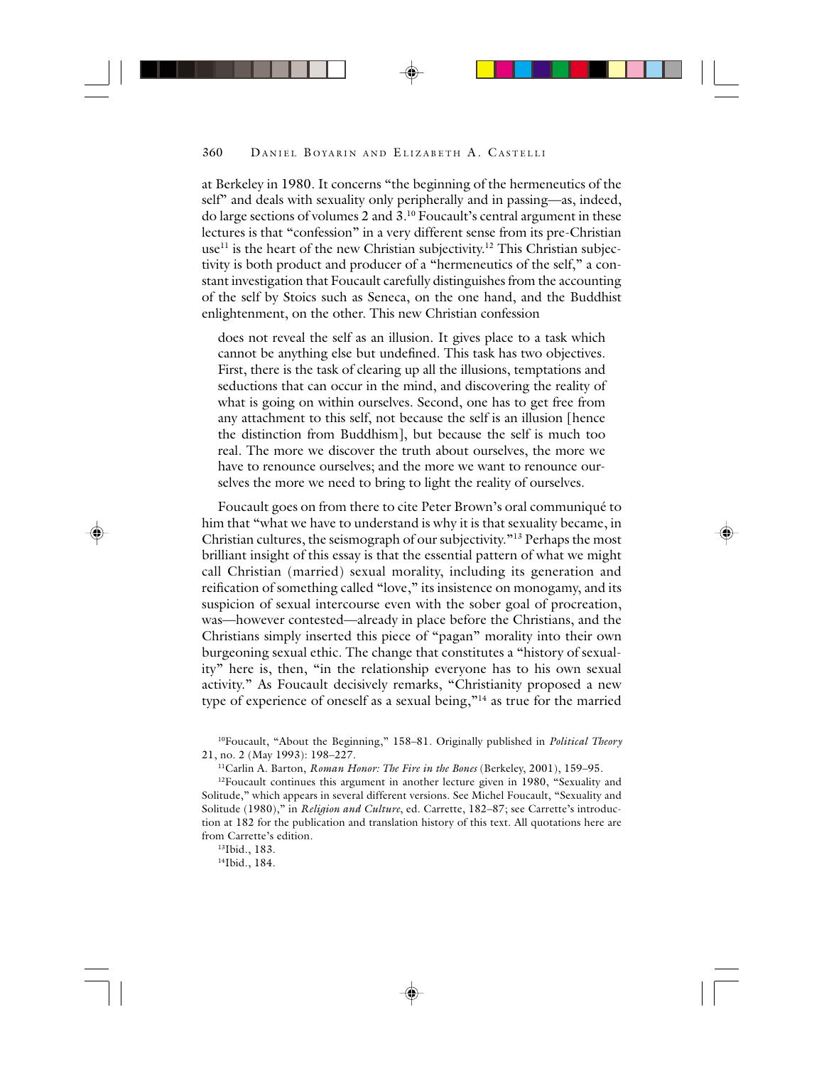at Berkeley in 1980. It concerns "the beginning of the hermeneutics of the self" and deals with sexuality only peripherally and in passing—as, indeed, do large sections of volumes 2 and 3.[10] Foucault's central argument in these lectures is that "confession" in a very different sense from its pre-Christian use[11] is the heart of the new Christian subjectivity.[12] This Christian subjectivity is both product and producer of a "hermeneutics of the self," a constant investigation that Foucault carefully distinguishes from the accounting of the self by Stoics such as Seneca, on the one hand, and the Buddhist enlightenment, on the other. This new Christian confession

> does not reveal the self as an illusion. It gives place to a task which cannot be anything else but undefined. This task has two objectives. First, there is the task of clearing up all the illusions, temptations and seductions that can occur in the mind, and discovering the reality of what is going on within ourselves. Second, one has to get free from any attachment to this self, not because the self is an illusion [hence the distinction from Buddhism], but because the self is much too real. The more we discover the truth about ourselves, the more we have to renounce ourselves; and the more we want to renounce ourselves the more we need to bring to light the reality of ourselves.

Foucault goes on from there to cite Peter Brown's oral communiqué to him that "what we have to understand is why it is that sexuality became, in Christian cultures, the seismograph of our subjectivity."[13] Perhaps the most brilliant insight of this essay is that the essential pattern of what we might call Christian (married) sexual morality, including its generation and reification of something called "love," its insistence on monogamy, and its suspicion of sexual intercourse even with the sober goal of procreation, was—however contested—already in place before the Christians, and the Christians simply inserted this piece of "pagan" morality into their own burgeoning sexual ethic. The change that constitutes a "history of sexuality" here is, then, "in the relationship everyone has to his own sexual activity." As Foucault decisively remarks, "Christianity proposed a new type of experience of oneself as a sexual being,"[14] as true for the married

[10]Foucault, "About the Beginning," 158–81. Originally published in *Political Theory* 21, no. 2 (May 1993): 198–227.

[11]Carlin A. Barton, *Roman Honor: The Fire in the Bones* (Berkeley, 2001), 159–95.

[12]Foucault continues this argument in another lecture given in 1980, "Sexuality and Solitude," which appears in several different versions. See Michel Foucault, "Sexuality and Solitude (1980)," in *Religion and Culture*, ed. Carrette, 182–87; see Carrette's introduction at 182 for the publication and translation history of this text. All quotations here are from Carrette's edition.

[13]Ibid., 183.

[14]Ibid., 184.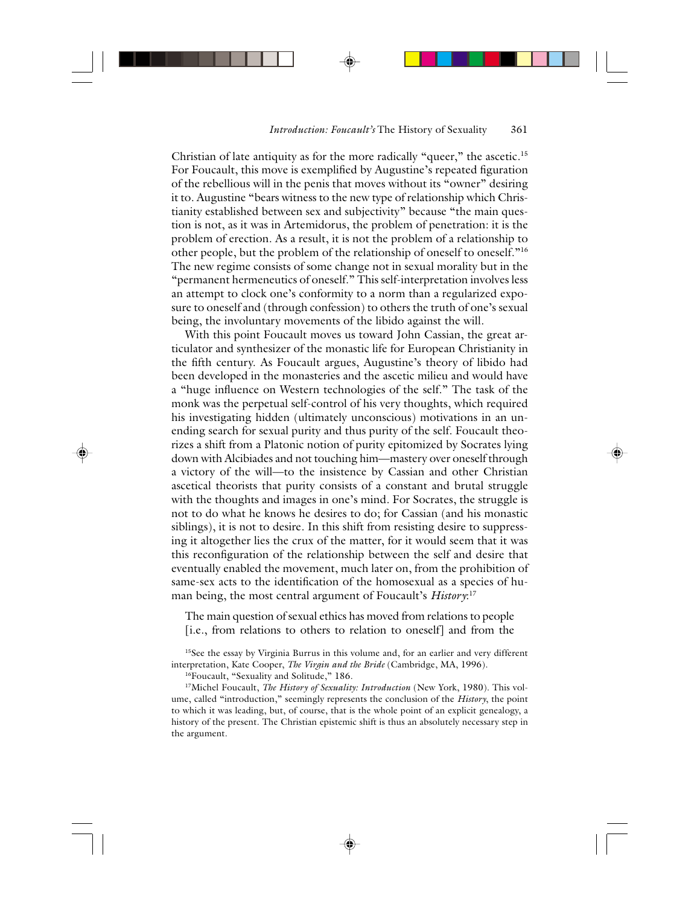Christian of late antiquity as for the more radically "queer," the ascetic.[15] For Foucault, this move is exemplified by Augustine's repeated figuration of the rebellious will in the penis that moves without its "owner" desiring it to. Augustine "bears witness to the new type of relationship which Christianity established between sex and subjectivity" because "the main question is not, as it was in Artemidorus, the problem of penetration: it is the problem of erection. As a result, it is not the problem of a relationship to other people, but the problem of the relationship of oneself to oneself."[16] The new regime consists of some change not in sexual morality but in the "permanent hermeneutics of oneself." This self-interpretation involves less an attempt to clock one's conformity to a norm than a regularized exposure to oneself and (through confession) to others the truth of one's sexual being, the involuntary movements of the libido against the will.

With this point Foucault moves us toward John Cassian, the great articulator and synthesizer of the monastic life for European Christianity in the fifth century. As Foucault argues, Augustine's theory of libido had been developed in the monasteries and the ascetic milieu and would have a "huge influence on Western technologies of the self." The task of the monk was the perpetual self-control of his very thoughts, which required his investigating hidden (ultimately unconscious) motivations in an unending search for sexual purity and thus purity of the self. Foucault theorizes a shift from a Platonic notion of purity epitomized by Socrates lying down with Alcibiades and not touching him—mastery over oneself through a victory of the will—to the insistence by Cassian and other Christian ascetical theorists that purity consists of a constant and brutal struggle with the thoughts and images in one's mind. For Socrates, the struggle is not to do what he knows he desires to do; for Cassian (and his monastic siblings), it is not to desire. In this shift from resisting desire to suppressing it altogether lies the crux of the matter, for it would seem that it was this reconfiguration of the relationship between the self and desire that eventually enabled the movement, much later on, from the prohibition of same-sex acts to the identification of the homosexual as a species of human being, the most central argument of Foucault's *History*:[17]

> The main question of sexual ethics has moved from relations to people [i.e., from relations to others to relation to oneself] and from the

[15]See the essay by Virginia Burrus in this volume and, for an earlier and very different interpretation, Kate Cooper, *The Virgin and the Bride* (Cambridge, MA, 1996).

[16]Foucault, "Sexuality and Solitude," 186.

[17]Michel Foucault, *The History of Sexuality: Introduction* (New York, 1980). This volume, called "introduction," seemingly represents the conclusion of the *History*, the point to which it was leading, but, of course, that is the whole point of an explicit genealogy, a history of the present. The Christian epistemic shift is thus an absolutely necessary step in the argument.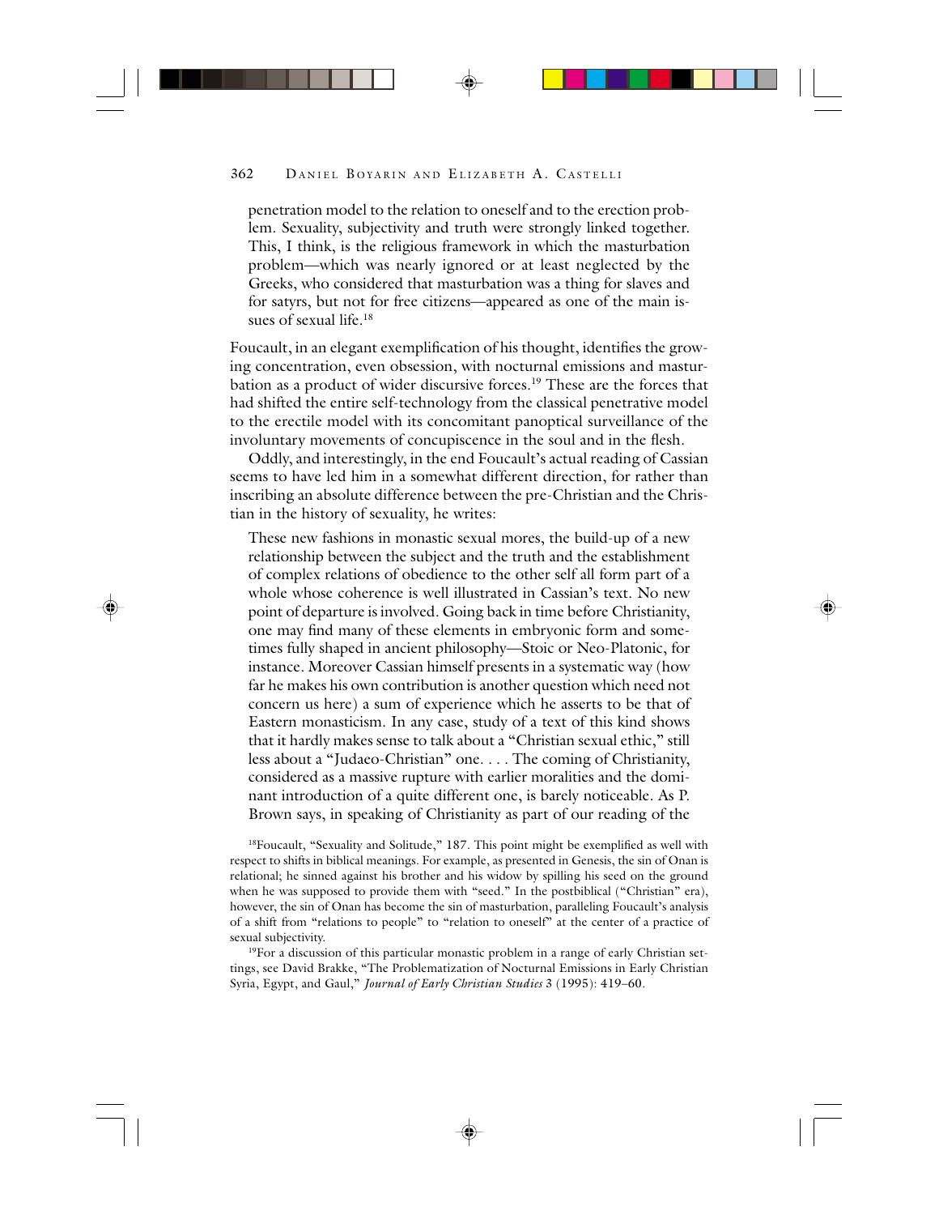penetration model to the relation to oneself and to the erection problem. Sexuality, subjectivity and truth were strongly linked together. This, I think, is the religious framework in which the masturbation problem—which was nearly ignored or at least neglected by the Greeks, who considered that masturbation was a thing for slaves and for satyrs, but not for free citizens—appeared as one of the main issues of sexual life.[18]

Foucault, in an elegant exemplification of his thought, identifies the growing concentration, even obsession, with nocturnal emissions and masturbation as a product of wider discursive forces.[19] These are the forces that had shifted the entire self-technology from the classical penetrative model to the erectile model with its concomitant panoptical surveillance of the involuntary movements of concupiscence in the soul and in the flesh.

Oddly, and interestingly, in the end Foucault's actual reading of Cassian seems to have led him in a somewhat different direction, for rather than inscribing an absolute difference between the pre-Christian and the Christian in the history of sexuality, he writes:

> These new fashions in monastic sexual mores, the build-up of a new relationship between the subject and the truth and the establishment of complex relations of obedience to the other self all form part of a whole whose coherence is well illustrated in Cassian's text. No new point of departure is involved. Going back in time before Christianity, one may find many of these elements in embryonic form and sometimes fully shaped in ancient philosophy—Stoic or Neo-Platonic, for instance. Moreover Cassian himself presents in a systematic way (how far he makes his own contribution is another question which need not concern us here) a sum of experience which he asserts to be that of Eastern monasticism. In any case, study of a text of this kind shows that it hardly makes sense to talk about a "Christian sexual ethic," still less about a "Judaeo-Christian" one. . . . The coming of Christianity, considered as a massive rupture with earlier moralities and the dominant introduction of a quite different one, is barely noticeable. As P. Brown says, in speaking of Christianity as part of our reading of the

[18]Foucault, "Sexuality and Solitude," 187. This point might be exemplified as well with respect to shifts in biblical meanings. For example, as presented in Genesis, the sin of Onan is relational; he sinned against his brother and his widow by spilling his seed on the ground when he was supposed to provide them with "seed." In the postbiblical ("Christian" era), however, the sin of Onan has become the sin of masturbation, paralleling Foucault's analysis of a shift from "relations to people" to "relation to oneself" at the center of a practice of sexual subjectivity.

[19]For a discussion of this particular monastic problem in a range of early Christian settings, see David Brakke, "The Problematization of Nocturnal Emissions in Early Christian Syria, Egypt, and Gaul," *Journal of Early Christian Studies* 3 (1995): 419–60.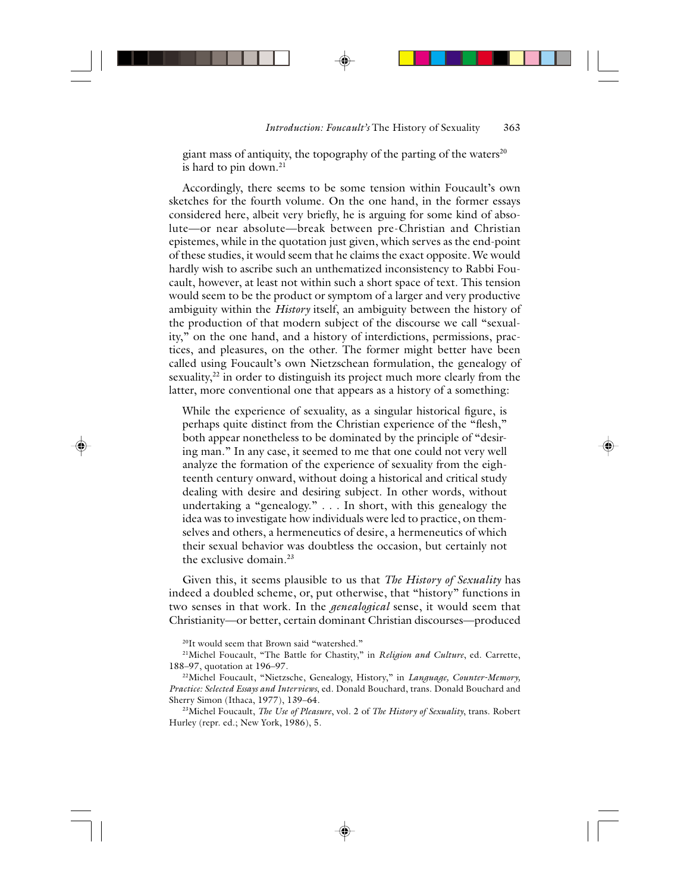giant mass of antiquity, the topography of the parting of the waters[20] is hard to pin down.[21]

Accordingly, there seems to be some tension within Foucault's own sketches for the fourth volume. On the one hand, in the former essays considered here, albeit very briefly, he is arguing for some kind of absolute—or near absolute—break between pre-Christian and Christian epistemes, while in the quotation just given, which serves as the end-point of these studies, it would seem that he claims the exact opposite. We would hardly wish to ascribe such an unthematized inconsistency to Rabbi Foucault, however, at least not within such a short space of text. This tension would seem to be the product or symptom of a larger and very productive ambiguity within the *History* itself, an ambiguity between the history of the production of that modern subject of the discourse we call "sexuality," on the one hand, and a history of interdictions, permissions, practices, and pleasures, on the other. The former might better have been called using Foucault's own Nietzschean formulation, the genealogy of sexuality,[22] in order to distinguish its project much more clearly from the latter, more conventional one that appears as a history of a something:

> While the experience of sexuality, as a singular historical figure, is perhaps quite distinct from the Christian experience of the "flesh," both appear nonetheless to be dominated by the principle of "desiring man." In any case, it seemed to me that one could not very well analyze the formation of the experience of sexuality from the eighteenth century onward, without doing a historical and critical study dealing with desire and desiring subject. In other words, without undertaking a "genealogy." . . . In short, with this genealogy the idea was to investigate how individuals were led to practice, on themselves and others, a hermeneutics of desire, a hermeneutics of which their sexual behavior was doubtless the occasion, but certainly not the exclusive domain.[23]

Given this, it seems plausible to us that *The History of Sexuality* has indeed a doubled scheme, or, put otherwise, that "history" functions in two senses in that work. In the *genealogical* sense, it would seem that Christianity—or better, certain dominant Christian discourses—produced

---

[20] It would seem that Brown said "watershed."

[21] Michel Foucault, "The Battle for Chastity," in *Religion and Culture*, ed. Carrette, 188–97, quotation at 196–97.

[22] Michel Foucault, "Nietzsche, Genealogy, History," in *Language, Counter-Memory, Practice: Selected Essays and Interviews*, ed. Donald Bouchard, trans. Donald Bouchard and Sherry Simon (Ithaca, 1977), 139–64.

[23] Michel Foucault, *The Use of Pleasure*, vol. 2 of *The History of Sexuality*, trans. Robert Hurley (repr. ed.; New York, 1986), 5.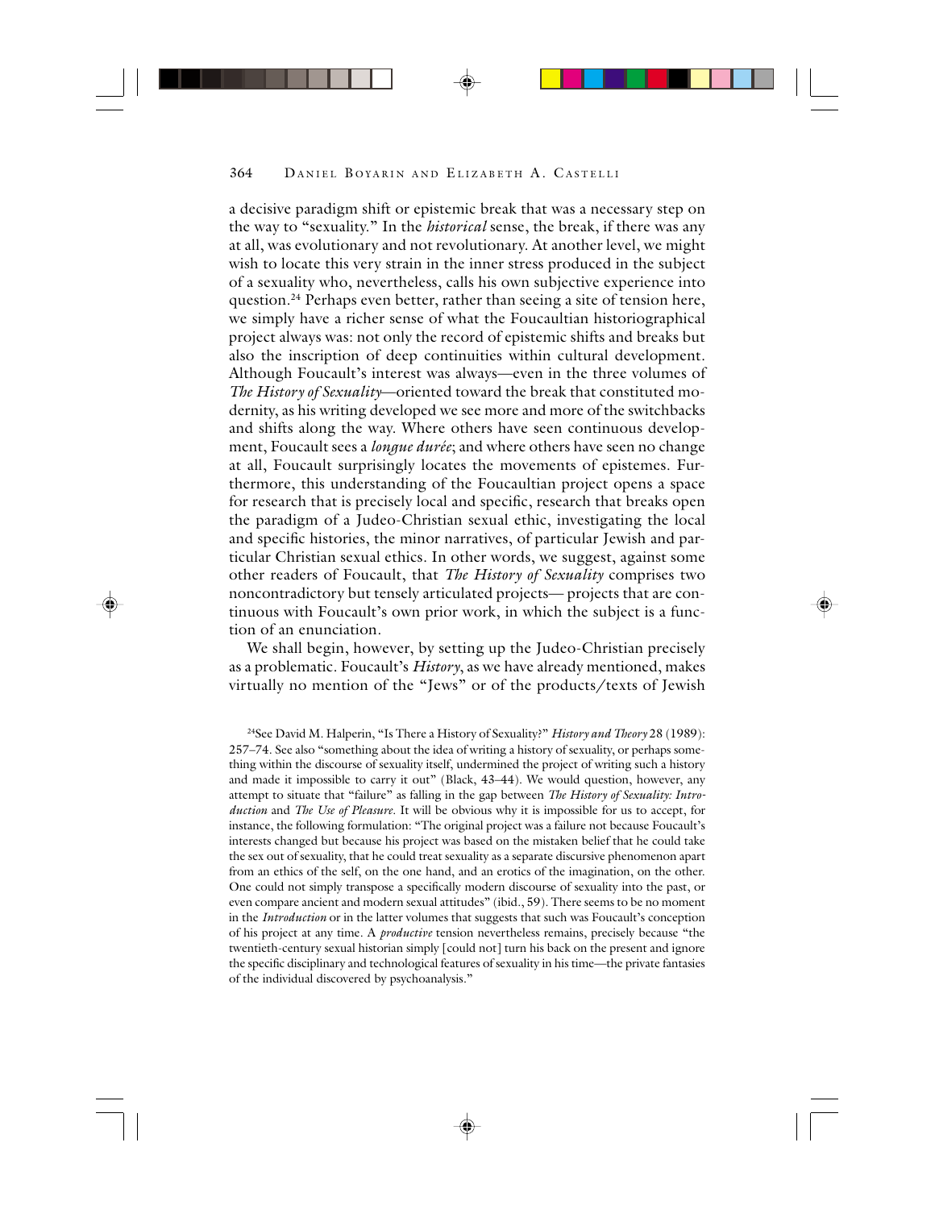a decisive paradigm shift or epistemic break that was a necessary step on the way to "sexuality." In the *historical* sense, the break, if there was any at all, was evolutionary and not revolutionary. At another level, we might wish to locate this very strain in the inner stress produced in the subject of a sexuality who, nevertheless, calls his own subjective experience into question.[24] Perhaps even better, rather than seeing a site of tension here, we simply have a richer sense of what the Foucaultian historiographical project always was: not only the record of epistemic shifts and breaks but also the inscription of deep continuities within cultural development. Although Foucault's interest was always—even in the three volumes of *The History of Sexuality*—oriented toward the break that constituted modernity, as his writing developed we see more and more of the switchbacks and shifts along the way. Where others have seen continuous development, Foucault sees a *longue durée*; and where others have seen no change at all, Foucault surprisingly locates the movements of epistemes. Furthermore, this understanding of the Foucaultian project opens a space for research that is precisely local and specific, research that breaks open the paradigm of a Judeo-Christian sexual ethic, investigating the local and specific histories, the minor narratives, of particular Jewish and particular Christian sexual ethics. In other words, we suggest, against some other readers of Foucault, that *The History of Sexuality* comprises two noncontradictory but tensely articulated projects— projects that are continuous with Foucault's own prior work, in which the subject is a function of an enunciation.

We shall begin, however, by setting up the Judeo-Christian precisely as a problematic. Foucault's *History*, as we have already mentioned, makes virtually no mention of the "Jews" or of the products/texts of Jewish

[24]See David M. Halperin, "Is There a History of Sexuality?" *History and Theory* 28 (1989): 257–74. See also "something about the idea of writing a history of sexuality, or perhaps something within the discourse of sexuality itself, undermined the project of writing such a history and made it impossible to carry it out" (Black, 43–44). We would question, however, any attempt to situate that "failure" as falling in the gap between *The History of Sexuality: Introduction* and *The Use of Pleasure*. It will be obvious why it is impossible for us to accept, for instance, the following formulation: "The original project was a failure not because Foucault's interests changed but because his project was based on the mistaken belief that he could take the sex out of sexuality, that he could treat sexuality as a separate discursive phenomenon apart from an ethics of the self, on the one hand, and an erotics of the imagination, on the other. One could not simply transpose a specifically modern discourse of sexuality into the past, or even compare ancient and modern sexual attitudes" (ibid., 59). There seems to be no moment in the *Introduction* or in the latter volumes that suggests that such was Foucault's conception of his project at any time. A *productive* tension nevertheless remains, precisely because "the twentieth-century sexual historian simply [could not] turn his back on the present and ignore the specific disciplinary and technological features of sexuality in his time—the private fantasies of the individual discovered by psychoanalysis."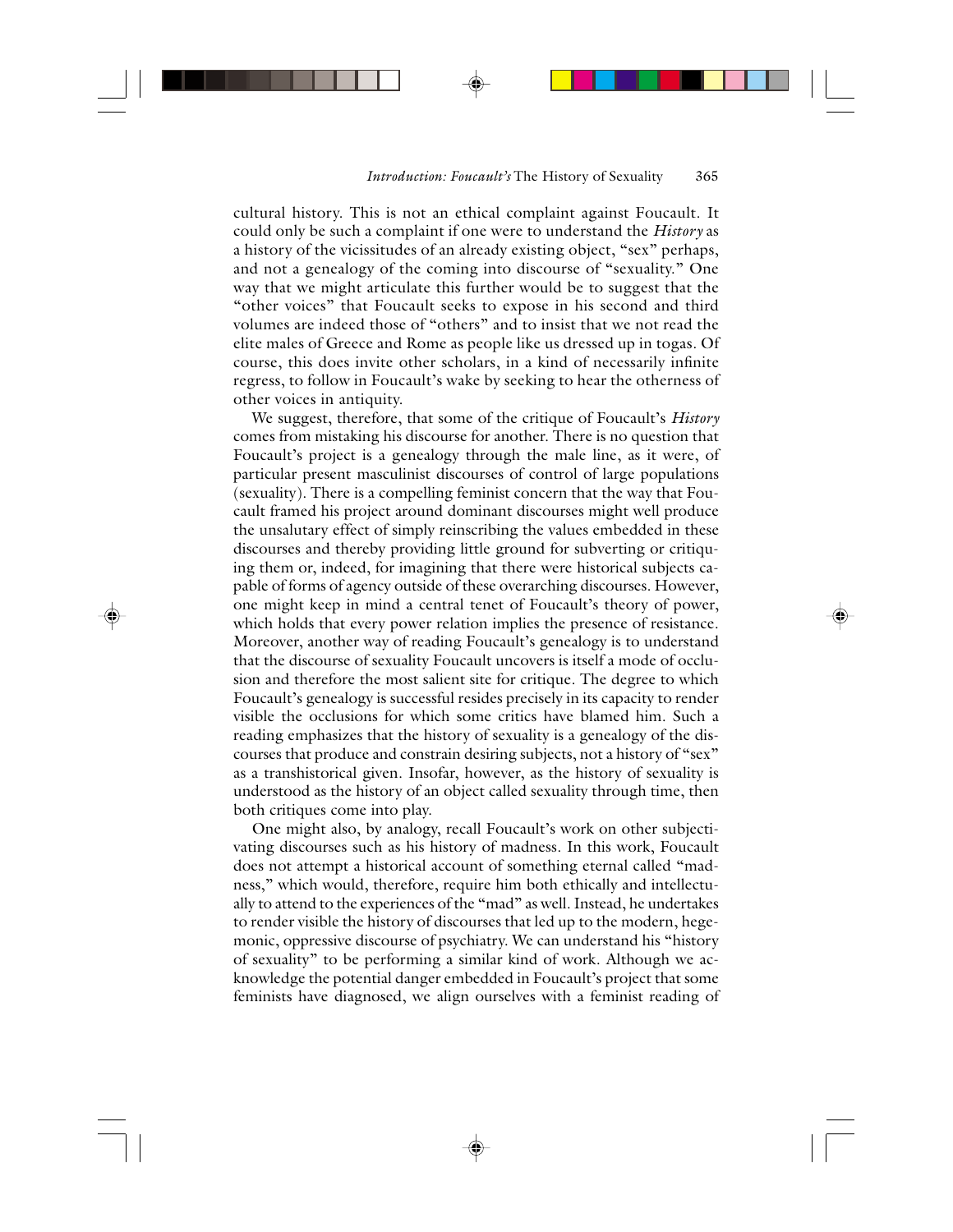cultural history. This is not an ethical complaint against Foucault. It could only be such a complaint if one were to understand the *History* as a history of the vicissitudes of an already existing object, "sex" perhaps, and not a genealogy of the coming into discourse of "sexuality." One way that we might articulate this further would be to suggest that the "other voices" that Foucault seeks to expose in his second and third volumes are indeed those of "others" and to insist that we not read the elite males of Greece and Rome as people like us dressed up in togas. Of course, this does invite other scholars, in a kind of necessarily infinite regress, to follow in Foucault's wake by seeking to hear the otherness of other voices in antiquity.

We suggest, therefore, that some of the critique of Foucault's *History* comes from mistaking his discourse for another. There is no question that Foucault's project is a genealogy through the male line, as it were, of particular present masculinist discourses of control of large populations (sexuality). There is a compelling feminist concern that the way that Foucault framed his project around dominant discourses might well produce the unsalutary effect of simply reinscribing the values embedded in these discourses and thereby providing little ground for subverting or critiquing them or, indeed, for imagining that there were historical subjects capable of forms of agency outside of these overarching discourses. However, one might keep in mind a central tenet of Foucault's theory of power, which holds that every power relation implies the presence of resistance. Moreover, another way of reading Foucault's genealogy is to understand that the discourse of sexuality Foucault uncovers is itself a mode of occlusion and therefore the most salient site for critique. The degree to which Foucault's genealogy is successful resides precisely in its capacity to render visible the occlusions for which some critics have blamed him. Such a reading emphasizes that the history of sexuality is a genealogy of the discourses that produce and constrain desiring subjects, not a history of "sex" as a transhistorical given. Insofar, however, as the history of sexuality is understood as the history of an object called sexuality through time, then both critiques come into play.

One might also, by analogy, recall Foucault's work on other subjectivating discourses such as his history of madness. In this work, Foucault does not attempt a historical account of something eternal called "madness," which would, therefore, require him both ethically and intellectually to attend to the experiences of the "mad" as well. Instead, he undertakes to render visible the history of discourses that led up to the modern, hegemonic, oppressive discourse of psychiatry. We can understand his "history of sexuality" to be performing a similar kind of work. Although we acknowledge the potential danger embedded in Foucault's project that some feminists have diagnosed, we align ourselves with a feminist reading of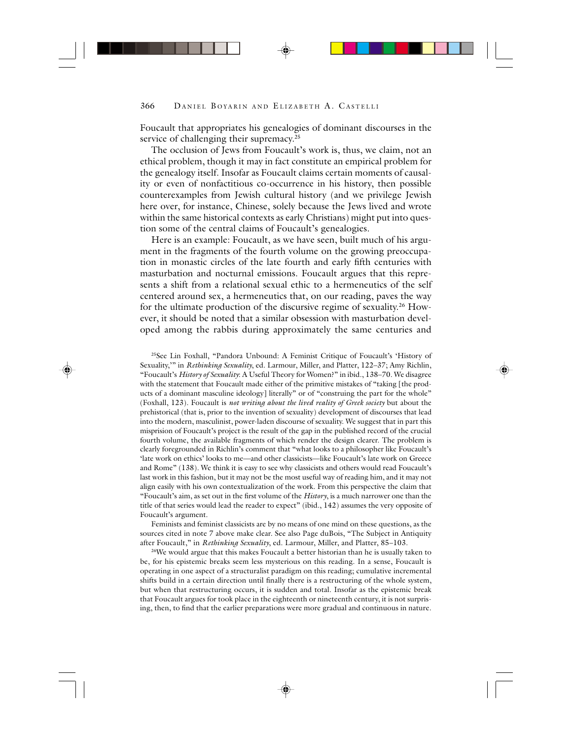Foucault that appropriates his genealogies of dominant discourses in the service of challenging their supremacy.[25]

The occlusion of Jews from Foucault's work is, thus, we claim, not an ethical problem, though it may in fact constitute an empirical problem for the genealogy itself. Insofar as Foucault claims certain moments of causality or even of nonfactitious co-occurrence in his history, then possible counterexamples from Jewish cultural history (and we privilege Jewish here over, for instance, Chinese, solely because the Jews lived and wrote within the same historical contexts as early Christians) might put into question some of the central claims of Foucault's genealogies.

Here is an example: Foucault, as we have seen, built much of his argument in the fragments of the fourth volume on the growing preoccupation in monastic circles of the late fourth and early fifth centuries with masturbation and nocturnal emissions. Foucault argues that this represents a shift from a relational sexual ethic to a hermeneutics of the self centered around sex, a hermeneutics that, on our reading, paves the way for the ultimate production of the discursive regime of sexuality.[26] However, it should be noted that a similar obsession with masturbation developed among the rabbis during approximately the same centuries and

[25]See Lin Foxhall, "Pandora Unbound: A Feminist Critique of Foucault's 'History of Sexuality,'" in *Rethinking Sexuality*, ed. Larmour, Miller, and Platter, 122–37; Amy Richlin, "Foucault's *History of Sexuality*: A Useful Theory for Women?" in ibid., 138–70. We disagree with the statement that Foucault made either of the primitive mistakes of "taking [the products of a dominant masculine ideology] literally" or of "construing the part for the whole" (Foxhall, 123). Foucault is *not writing about the lived reality of Greek society* but about the prehistorical (that is, prior to the invention of sexuality) development of discourses that lead into the modern, masculinist, power-laden discourse of sexuality. We suggest that in part this misprision of Foucault's project is the result of the gap in the published record of the crucial fourth volume, the available fragments of which render the design clearer. The problem is clearly foregrounded in Richlin's comment that "what looks to a philosopher like Foucault's 'late work on ethics' looks to me—and other classicists—like Foucault's late work on Greece and Rome" (138). We think it is easy to see why classicists and others would read Foucault's last work in this fashion, but it may not be the most useful way of reading him, and it may not align easily with his own contextualization of the work. From this perspective the claim that "Foucault's aim, as set out in the first volume of the *History*, is a much narrower one than the title of that series would lead the reader to expect" (ibid., 142) assumes the very opposite of Foucault's argument.

Feminists and feminist classicists are by no means of one mind on these questions, as the sources cited in note 7 above make clear. See also Page duBois, "The Subject in Antiquity after Foucault," in *Rethinking Sexuality*, ed. Larmour, Miller, and Platter, 85–103.

[26]We would argue that this makes Foucault a better historian than he is usually taken to be, for his epistemic breaks seem less mysterious on this reading. In a sense, Foucault is operating in one aspect of a structuralist paradigm on this reading; cumulative incremental shifts build in a certain direction until finally there is a restructuring of the whole system, but when that restructuring occurs, it is sudden and total. Insofar as the epistemic break that Foucault argues for took place in the eighteenth or nineteenth century, it is not surprising, then, to find that the earlier preparations were more gradual and continuous in nature.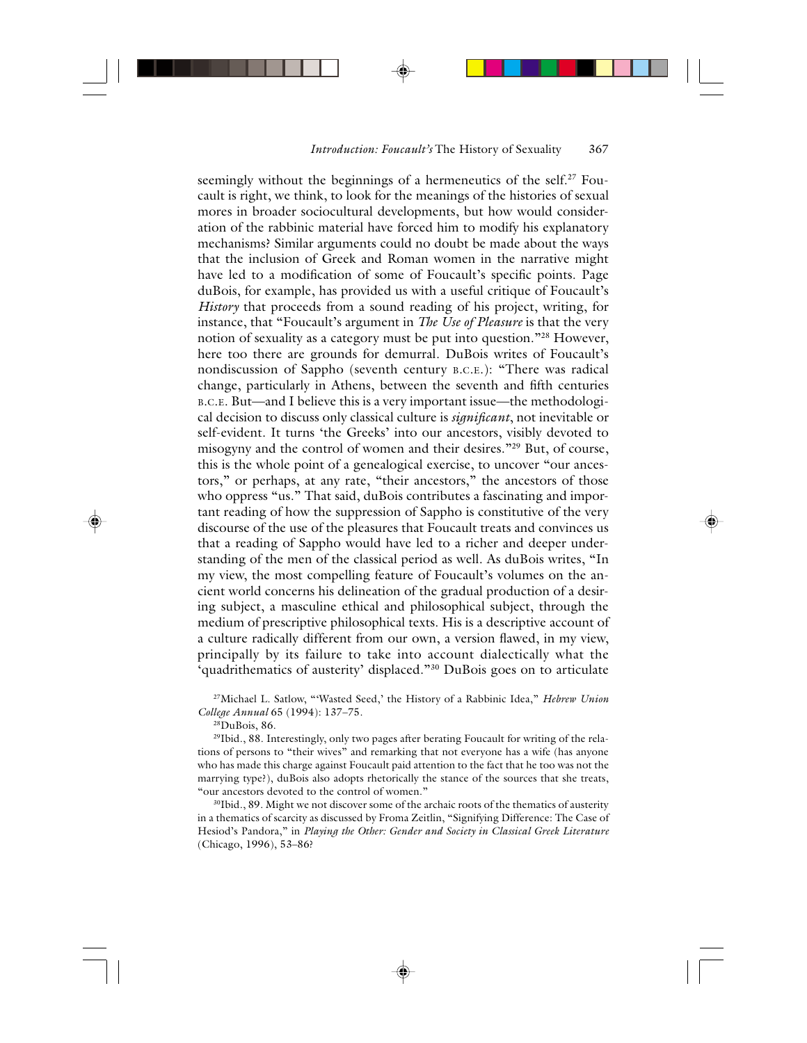seemingly without the beginnings of a hermeneutics of the self.[27] Foucault is right, we think, to look for the meanings of the histories of sexual mores in broader sociocultural developments, but how would consideration of the rabbinic material have forced him to modify his explanatory mechanisms? Similar arguments could no doubt be made about the ways that the inclusion of Greek and Roman women in the narrative might have led to a modification of some of Foucault's specific points. Page duBois, for example, has provided us with a useful critique of Foucault's *History* that proceeds from a sound reading of his project, writing, for instance, that "Foucault's argument in *The Use of Pleasure* is that the very notion of sexuality as a category must be put into question."[28] However, here too there are grounds for demurral. DuBois writes of Foucault's nondiscussion of Sappho (seventh century B.C.E.): "There was radical change, particularly in Athens, between the seventh and fifth centuries B.C.E. But—and I believe this is a very important issue—the methodological decision to discuss only classical culture is *significant*, not inevitable or self-evident. It turns 'the Greeks' into our ancestors, visibly devoted to misogyny and the control of women and their desires."[29] But, of course, this is the whole point of a genealogical exercise, to uncover "our ancestors," or perhaps, at any rate, "their ancestors," the ancestors of those who oppress "us." That said, duBois contributes a fascinating and important reading of how the suppression of Sappho is constitutive of the very discourse of the use of the pleasures that Foucault treats and convinces us that a reading of Sappho would have led to a richer and deeper understanding of the men of the classical period as well. As duBois writes, "In my view, the most compelling feature of Foucault's volumes on the ancient world concerns his delineation of the gradual production of a desiring subject, a masculine ethical and philosophical subject, through the medium of prescriptive philosophical texts. His is a descriptive account of a culture radically different from our own, a version flawed, in my view, principally by its failure to take into account dialectically what the 'quadrithematics of austerity' displaced."[30] DuBois goes on to articulate

[27]Michael L. Satlow, "'Wasted Seed,' the History of a Rabbinic Idea," *Hebrew Union College Annual* 65 (1994): 137–75.

[28]DuBois, 86.

[29]Ibid., 88. Interestingly, only two pages after berating Foucault for writing of the relations of persons to "their wives" and remarking that not everyone has a wife (has anyone who has made this charge against Foucault paid attention to the fact that he too was not the marrying type?), duBois also adopts rhetorically the stance of the sources that she treats, "our ancestors devoted to the control of women."

[30]Ibid., 89. Might we not discover some of the archaic roots of the thematics of austerity in a thematics of scarcity as discussed by Froma Zeitlin, "Signifying Difference: The Case of Hesiod's Pandora," in *Playing the Other: Gender and Society in Classical Greek Literature* (Chicago, 1996), 53–86?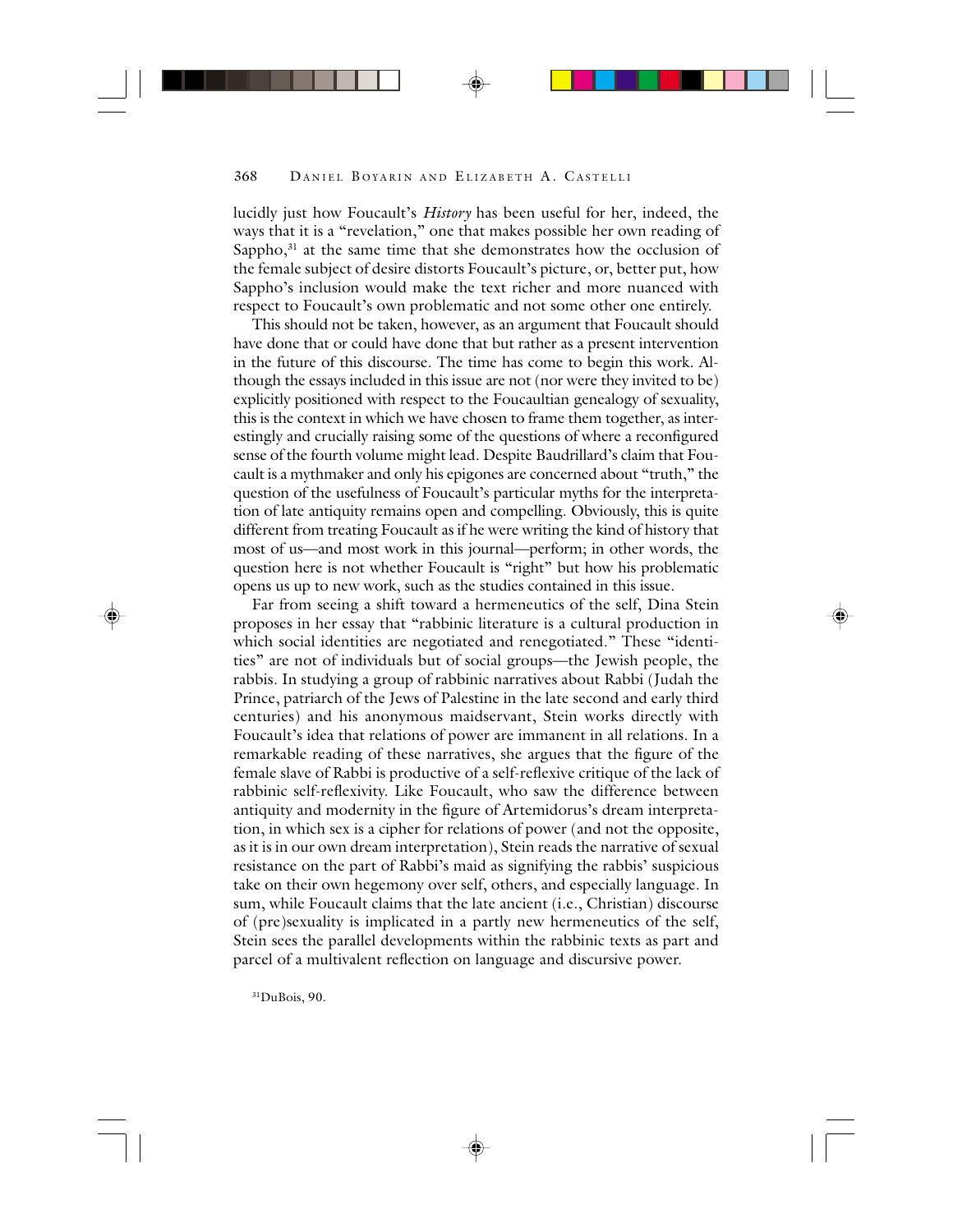lucidly just how Foucault's *History* has been useful for her, indeed, the ways that it is a "revelation," one that makes possible her own reading of Sappho,[31] at the same time that she demonstrates how the occlusion of the female subject of desire distorts Foucault's picture, or, better put, how Sappho's inclusion would make the text richer and more nuanced with respect to Foucault's own problematic and not some other one entirely.

This should not be taken, however, as an argument that Foucault should have done that or could have done that but rather as a present intervention in the future of this discourse. The time has come to begin this work. Although the essays included in this issue are not (nor were they invited to be) explicitly positioned with respect to the Foucaultian genealogy of sexuality, this is the context in which we have chosen to frame them together, as interestingly and crucially raising some of the questions of where a reconfigured sense of the fourth volume might lead. Despite Baudrillard's claim that Foucault is a mythmaker and only his epigones are concerned about "truth," the question of the usefulness of Foucault's particular myths for the interpretation of late antiquity remains open and compelling. Obviously, this is quite different from treating Foucault as if he were writing the kind of history that most of us—and most work in this journal—perform; in other words, the question here is not whether Foucault is "right" but how his problematic opens us up to new work, such as the studies contained in this issue.

Far from seeing a shift toward a hermeneutics of the self, Dina Stein proposes in her essay that "rabbinic literature is a cultural production in which social identities are negotiated and renegotiated." These "identities" are not of individuals but of social groups—the Jewish people, the rabbis. In studying a group of rabbinic narratives about Rabbi (Judah the Prince, patriarch of the Jews of Palestine in the late second and early third centuries) and his anonymous maidservant, Stein works directly with Foucault's idea that relations of power are immanent in all relations. In a remarkable reading of these narratives, she argues that the figure of the female slave of Rabbi is productive of a self-reflexive critique of the lack of rabbinic self-reflexivity. Like Foucault, who saw the difference between antiquity and modernity in the figure of Artemidorus's dream interpretation, in which sex is a cipher for relations of power (and not the opposite, as it is in our own dream interpretation), Stein reads the narrative of sexual resistance on the part of Rabbi's maid as signifying the rabbis' suspicious take on their own hegemony over self, others, and especially language. In sum, while Foucault claims that the late ancient (i.e., Christian) discourse of (pre)sexuality is implicated in a partly new hermeneutics of the self, Stein sees the parallel developments within the rabbinic texts as part and parcel of a multivalent reflection on language and discursive power.

[31] DuBois, 90.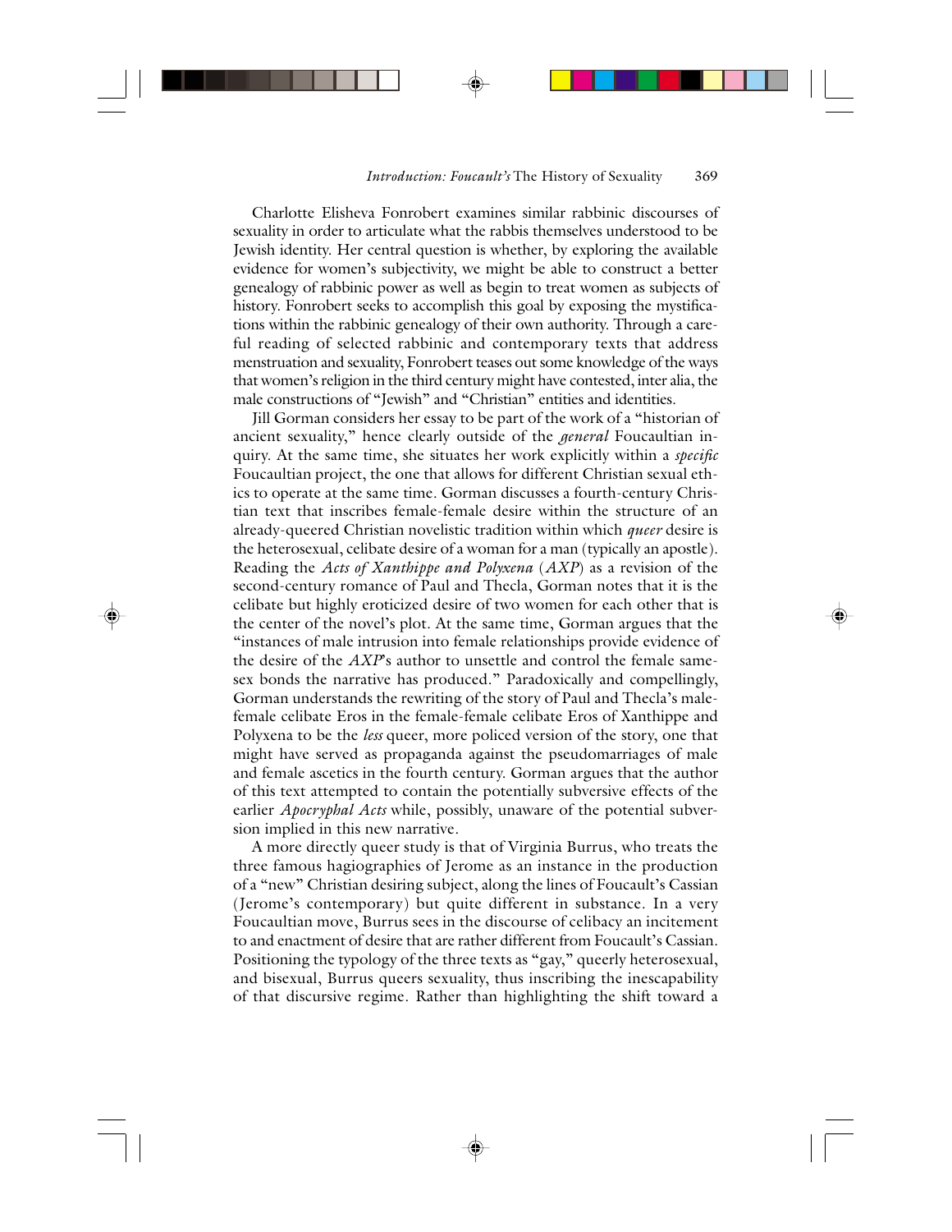Charlotte Elisheva Fonrobert examines similar rabbinic discourses of sexuality in order to articulate what the rabbis themselves understood to be Jewish identity. Her central question is whether, by exploring the available evidence for women's subjectivity, we might be able to construct a better genealogy of rabbinic power as well as begin to treat women as subjects of history. Fonrobert seeks to accomplish this goal by exposing the mystifications within the rabbinic genealogy of their own authority. Through a careful reading of selected rabbinic and contemporary texts that address menstruation and sexuality, Fonrobert teases out some knowledge of the ways that women's religion in the third century might have contested, inter alia, the male constructions of "Jewish" and "Christian" entities and identities.

Jill Gorman considers her essay to be part of the work of a "historian of ancient sexuality," hence clearly outside of the *general* Foucaultian inquiry. At the same time, she situates her work explicitly within a *specific* Foucaultian project, the one that allows for different Christian sexual ethics to operate at the same time. Gorman discusses a fourth-century Christian text that inscribes female-female desire within the structure of an already-queered Christian novelistic tradition within which *queer* desire is the heterosexual, celibate desire of a woman for a man (typically an apostle). Reading the *Acts of Xanthippe and Polyxena* (*AXP*) as a revision of the second-century romance of Paul and Thecla, Gorman notes that it is the celibate but highly eroticized desire of two women for each other that is the center of the novel's plot. At the same time, Gorman argues that the "instances of male intrusion into female relationships provide evidence of the desire of the *AXP*'s author to unsettle and control the female same-sex bonds the narrative has produced." Paradoxically and compellingly, Gorman understands the rewriting of the story of Paul and Thecla's male-female celibate Eros in the female-female celibate Eros of Xanthippe and Polyxena to be the *less* queer, more policed version of the story, one that might have served as propaganda against the pseudomarriages of male and female ascetics in the fourth century. Gorman argues that the author of this text attempted to contain the potentially subversive effects of the earlier *Apocryphal Acts* while, possibly, unaware of the potential subversion implied in this new narrative.

A more directly queer study is that of Virginia Burrus, who treats the three famous hagiographies of Jerome as an instance in the production of a "new" Christian desiring subject, along the lines of Foucault's Cassian (Jerome's contemporary) but quite different in substance. In a very Foucaultian move, Burrus sees in the discourse of celibacy an incitement to and enactment of desire that are rather different from Foucault's Cassian. Positioning the typology of the three texts as "gay," queerly heterosexual, and bisexual, Burrus queers sexuality, thus inscribing the inescapability of that discursive regime. Rather than highlighting the shift toward a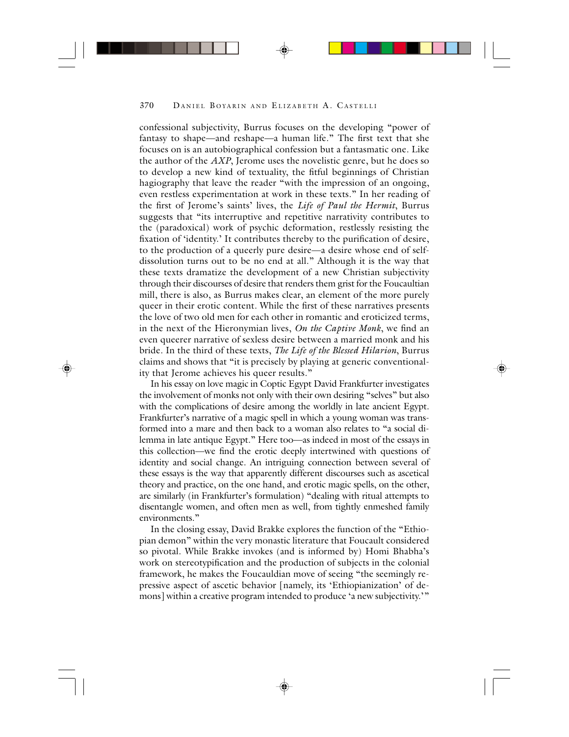confessional subjectivity, Burrus focuses on the developing "power of fantasy to shape—and reshape—a human life." The first text that she focuses on is an autobiographical confession but a fantasmatic one. Like the author of the *AXP*, Jerome uses the novelistic genre, but he does so to develop a new kind of textuality, the fitful beginnings of Christian hagiography that leave the reader "with the impression of an ongoing, even restless experimentation at work in these texts." In her reading of the first of Jerome's saints' lives, the *Life of Paul the Hermit*, Burrus suggests that "its interruptive and repetitive narrativity contributes to the (paradoxical) work of psychic deformation, restlessly resisting the fixation of 'identity.' It contributes thereby to the purification of desire, to the production of a queerly pure desire—a desire whose end of self-dissolution turns out to be no end at all." Although it is the way that these texts dramatize the development of a new Christian subjectivity through their discourses of desire that renders them grist for the Foucaultian mill, there is also, as Burrus makes clear, an element of the more purely queer in their erotic content. While the first of these narratives presents the love of two old men for each other in romantic and eroticized terms, in the next of the Hieronymian lives, *On the Captive Monk*, we find an even queerer narrative of sexless desire between a married monk and his bride. In the third of these texts, *The Life of the Blessed Hilarion*, Burrus claims and shows that "it is precisely by playing at generic conventionality that Jerome achieves his queer results."

In his essay on love magic in Coptic Egypt David Frankfurter investigates the involvement of monks not only with their own desiring "selves" but also with the complications of desire among the worldly in late ancient Egypt. Frankfurter's narrative of a magic spell in which a young woman was transformed into a mare and then back to a woman also relates to "a social dilemma in late antique Egypt." Here too—as indeed in most of the essays in this collection—we find the erotic deeply intertwined with questions of identity and social change. An intriguing connection between several of these essays is the way that apparently different discourses such as ascetical theory and practice, on the one hand, and erotic magic spells, on the other, are similarly (in Frankfurter's formulation) "dealing with ritual attempts to disentangle women, and often men as well, from tightly enmeshed family environments."

In the closing essay, David Brakke explores the function of the "Ethiopian demon" within the very monastic literature that Foucault considered so pivotal. While Brakke invokes (and is informed by) Homi Bhabha's work on stereotypification and the production of subjects in the colonial framework, he makes the Foucauldian move of seeing "the seemingly repressive aspect of ascetic behavior [namely, its 'Ethiopianization' of demons] within a creative program intended to produce 'a new subjectivity.'"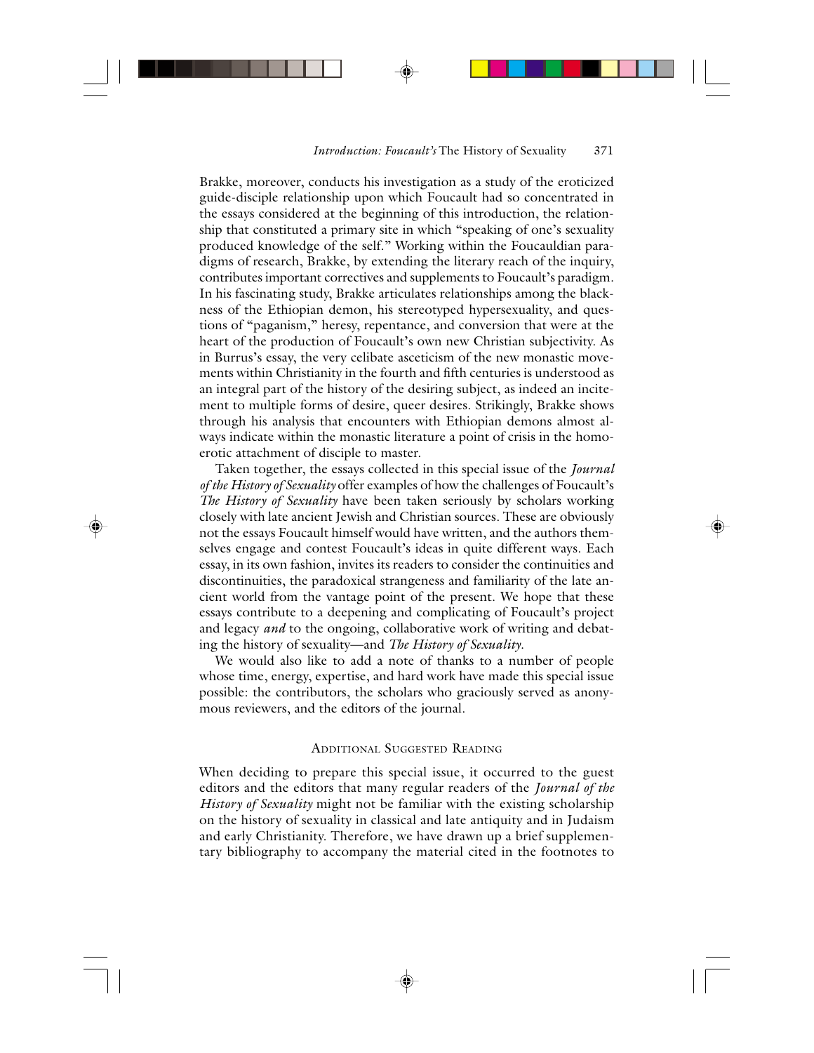Brakke, moreover, conducts his investigation as a study of the eroticized guide-disciple relationship upon which Foucault had so concentrated in the essays considered at the beginning of this introduction, the relationship that constituted a primary site in which "speaking of one's sexuality produced knowledge of the self." Working within the Foucauldian paradigms of research, Brakke, by extending the literary reach of the inquiry, contributes important correctives and supplements to Foucault's paradigm. In his fascinating study, Brakke articulates relationships among the blackness of the Ethiopian demon, his stereotyped hypersexuality, and questions of "paganism," heresy, repentance, and conversion that were at the heart of the production of Foucault's own new Christian subjectivity. As in Burrus's essay, the very celibate asceticism of the new monastic movements within Christianity in the fourth and fifth centuries is understood as an integral part of the history of the desiring subject, as indeed an incitement to multiple forms of desire, queer desires. Strikingly, Brakke shows through his analysis that encounters with Ethiopian demons almost always indicate within the monastic literature a point of crisis in the homoerotic attachment of disciple to master.

Taken together, the essays collected in this special issue of the *Journal of the History of Sexuality* offer examples of how the challenges of Foucault's *The History of Sexuality* have been taken seriously by scholars working closely with late ancient Jewish and Christian sources. These are obviously not the essays Foucault himself would have written, and the authors themselves engage and contest Foucault's ideas in quite different ways. Each essay, in its own fashion, invites its readers to consider the continuities and discontinuities, the paradoxical strangeness and familiarity of the late ancient world from the vantage point of the present. We hope that these essays contribute to a deepening and complicating of Foucault's project and legacy ***and*** to the ongoing, collaborative work of writing and debating the history of sexuality—and *The History of Sexuality*.

We would also like to add a note of thanks to a number of people whose time, energy, expertise, and hard work have made this special issue possible: the contributors, the scholars who graciously served as anonymous reviewers, and the editors of the journal.

## Additional Suggested Reading

When deciding to prepare this special issue, it occurred to the guest editors and the editors that many regular readers of the *Journal of the History of Sexuality* might not be familiar with the existing scholarship on the history of sexuality in classical and late antiquity and in Judaism and early Christianity. Therefore, we have drawn up a brief supplementary bibliography to accompany the material cited in the footnotes to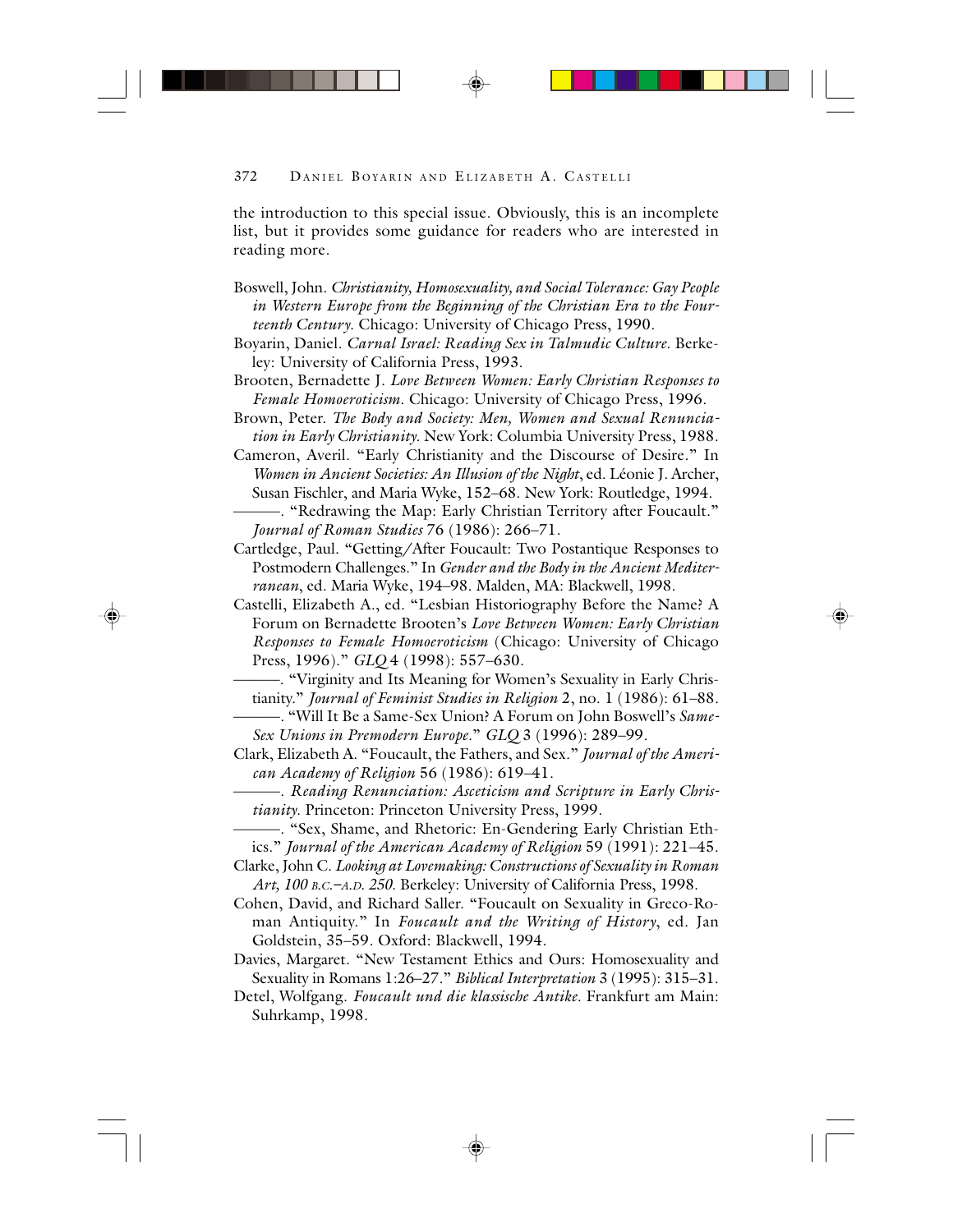the introduction to this special issue. Obviously, this is an incomplete list, but it provides some guidance for readers who are interested in reading more.

Boswell, John. *Christianity, Homosexuality, and Social Tolerance: Gay People in Western Europe from the Beginning of the Christian Era to the Fourteenth Century.* Chicago: University of Chicago Press, 1990.

Boyarin, Daniel. *Carnal Israel: Reading Sex in Talmudic Culture*. Berkeley: University of California Press, 1993.

Brooten, Bernadette J. *Love Between Women: Early Christian Responses to Female Homoeroticism*. Chicago: University of Chicago Press, 1996.

Brown, Peter. *The Body and Society: Men, Women and Sexual Renunciation in Early Christianity.* New York: Columbia University Press, 1988.

Cameron, Averil. "Early Christianity and the Discourse of Desire." In *Women in Ancient Societies: An Illusion of the Night*, ed. Léonie J. Archer, Susan Fischler, and Maria Wyke, 152–68. New York: Routledge, 1994.

———. "Redrawing the Map: Early Christian Territory after Foucault." *Journal of Roman Studies* 76 (1986): 266–71.

Cartledge, Paul. "Getting/After Foucault: Two Postantique Responses to Postmodern Challenges." In *Gender and the Body in the Ancient Mediterranean*, ed. Maria Wyke, 194–98. Malden, MA: Blackwell, 1998.

Castelli, Elizabeth A., ed. "Lesbian Historiography Before the Name? A Forum on Bernadette Brooten's *Love Between Women: Early Christian Responses to Female Homoeroticism* (Chicago: University of Chicago Press, 1996)." *GLQ* 4 (1998): 557–630.

———. "Virginity and Its Meaning for Women's Sexuality in Early Christianity." *Journal of Feminist Studies in Religion* 2, no. 1 (1986): 61–88.

———. "Will It Be a Same-Sex Union? A Forum on John Boswell's *Same-Sex Unions in Premodern Europe*." *GLQ* 3 (1996): 289–99.

Clark, Elizabeth A. "Foucault, the Fathers, and Sex." *Journal of the American Academy of Religion* 56 (1986): 619–41.

———. *Reading Renunciation: Asceticism and Scripture in Early Christianity.* Princeton: Princeton University Press, 1999.

———. "Sex, Shame, and Rhetoric: En-Gendering Early Christian Ethics." *Journal of the American Academy of Religion* 59 (1991): 221–45.

Clarke, John C. *Looking at Lovemaking: Constructions of Sexuality in Roman Art, 100 B.C.–A.D. 250.* Berkeley: University of California Press, 1998.

Cohen, David, and Richard Saller. "Foucault on Sexuality in Greco-Roman Antiquity." In *Foucault and the Writing of History*, ed. Jan Goldstein, 35–59. Oxford: Blackwell, 1994.

Davies, Margaret. "New Testament Ethics and Ours: Homosexuality and Sexuality in Romans 1:26–27." *Biblical Interpretation* 3 (1995): 315–31.

Detel, Wolfgang. *Foucault und die klassische Antike*. Frankfurt am Main: Suhrkamp, 1998.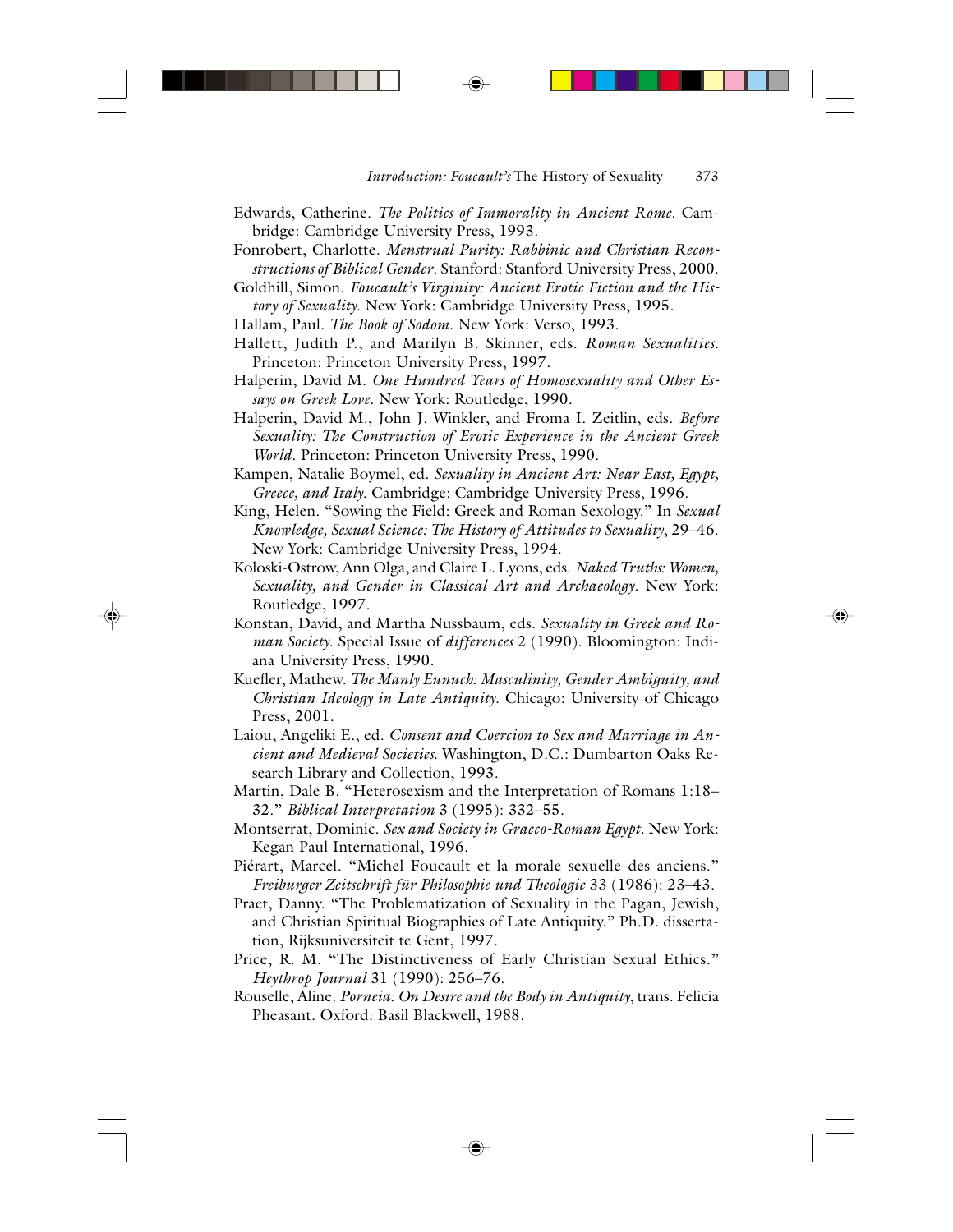Edwards, Catherine. *The Politics of Immorality in Ancient Rome.* Cambridge: Cambridge University Press, 1993.

Fonrobert, Charlotte. *Menstrual Purity: Rabbinic and Christian Reconstructions of Biblical Gender*. Stanford: Stanford University Press, 2000.

Goldhill, Simon. *Foucault's Virginity: Ancient Erotic Fiction and the History of Sexuality.* New York: Cambridge University Press, 1995.

Hallam, Paul. *The Book of Sodom.* New York: Verso, 1993.

Hallett, Judith P., and Marilyn B. Skinner, eds. *Roman Sexualities.* Princeton: Princeton University Press, 1997.

Halperin, David M. *One Hundred Years of Homosexuality and Other Essays on Greek Love.* New York: Routledge, 1990.

Halperin, David M., John J. Winkler, and Froma I. Zeitlin, eds. *Before Sexuality: The Construction of Erotic Experience in the Ancient Greek World*. Princeton: Princeton University Press, 1990.

Kampen, Natalie Boymel, ed. *Sexuality in Ancient Art: Near East, Egypt, Greece, and Italy.* Cambridge: Cambridge University Press, 1996.

King, Helen. "Sowing the Field: Greek and Roman Sexology." In *Sexual Knowledge, Sexual Science: The History of Attitudes to Sexuality*, 29–46. New York: Cambridge University Press, 1994.

Koloski-Ostrow, Ann Olga, and Claire L. Lyons, eds. *Naked Truths: Women, Sexuality, and Gender in Classical Art and Archaeology.* New York: Routledge, 1997.

Konstan, David, and Martha Nussbaum, eds. *Sexuality in Greek and Roman Society.* Special Issue of *differences* 2 (1990). Bloomington: Indiana University Press, 1990.

Kuefler, Mathew. *The Manly Eunuch: Masculinity, Gender Ambiguity, and Christian Ideology in Late Antiquity.* Chicago: University of Chicago Press, 2001.

Laiou, Angeliki E., ed. *Consent and Coercion to Sex and Marriage in Ancient and Medieval Societies.* Washington, D.C.: Dumbarton Oaks Research Library and Collection, 1993.

Martin, Dale B. "Heterosexism and the Interpretation of Romans 1:18–32." *Biblical Interpretation* 3 (1995): 332–55.

Montserrat, Dominic. *Sex and Society in Graeco-Roman Egypt*. New York: Kegan Paul International, 1996.

Piérart, Marcel. "Michel Foucault et la morale sexuelle des anciens." *Freiburger Zeitschrift für Philosophie und Theologie* 33 (1986): 23–43.

Praet, Danny. "The Problematization of Sexuality in the Pagan, Jewish, and Christian Spiritual Biographies of Late Antiquity." Ph.D. dissertation, Rijksuniversiteit te Gent, 1997.

Price, R. M. "The Distinctiveness of Early Christian Sexual Ethics." *Heythrop Journal* 31 (1990): 256–76.

Rouselle, Aline. *Porneia: On Desire and the Body in Antiquity*, trans. Felicia Pheasant. Oxford: Basil Blackwell, 1988.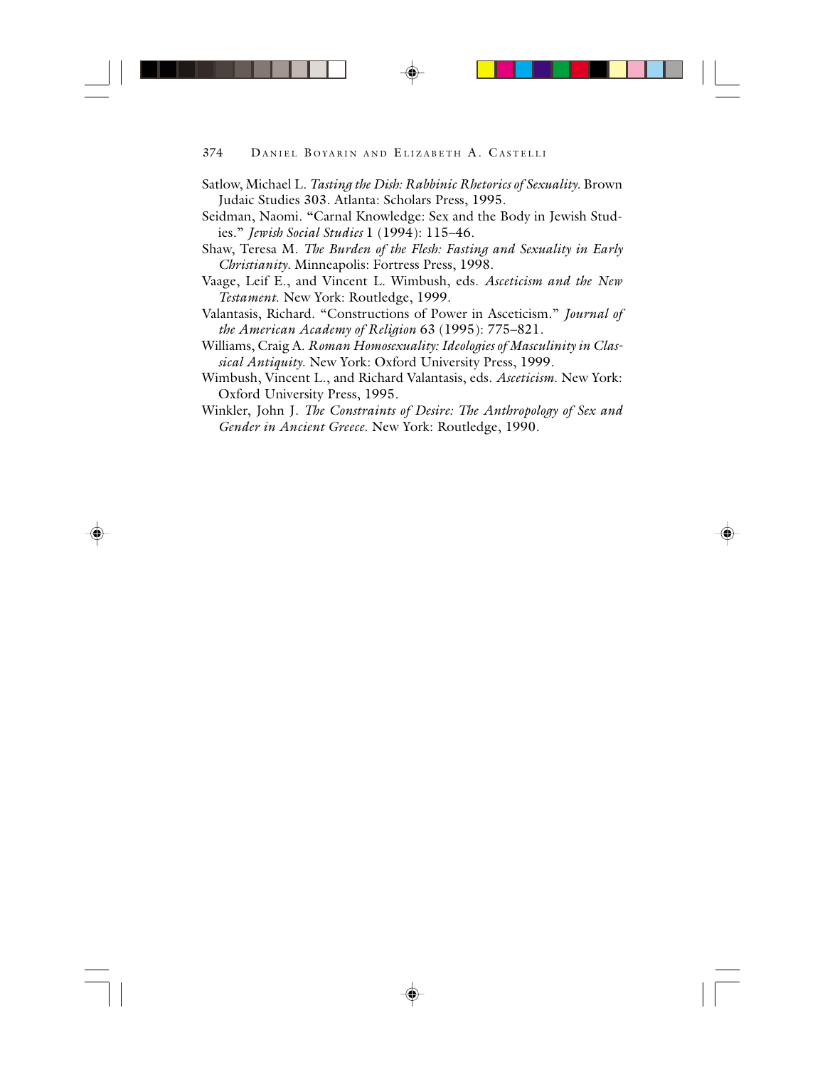Satlow, Michael L. *Tasting the Dish: Rabbinic Rhetorics of Sexuality.* Brown Judaic Studies 303. Atlanta: Scholars Press, 1995.

Seidman, Naomi. "Carnal Knowledge: Sex and the Body in Jewish Studies." *Jewish Social Studies* 1 (1994): 115–46.

Shaw, Teresa M. *The Burden of the Flesh: Fasting and Sexuality in Early Christianity.* Minneapolis: Fortress Press, 1998.

Vaage, Leif E., and Vincent L. Wimbush, eds. *Asceticism and the New Testament.* New York: Routledge, 1999.

Valantasis, Richard. "Constructions of Power in Asceticism." *Journal of the American Academy of Religion* 63 (1995): 775–821.

Williams, Craig A. *Roman Homosexuality: Ideologies of Masculinity in Classical Antiquity.* New York: Oxford University Press, 1999.

Wimbush, Vincent L., and Richard Valantasis, eds. *Asceticism.* New York: Oxford University Press, 1995.

Winkler, John J. *The Constraints of Desire: The Anthropology of Sex and Gender in Ancient Greece.* New York: Routledge, 1990.